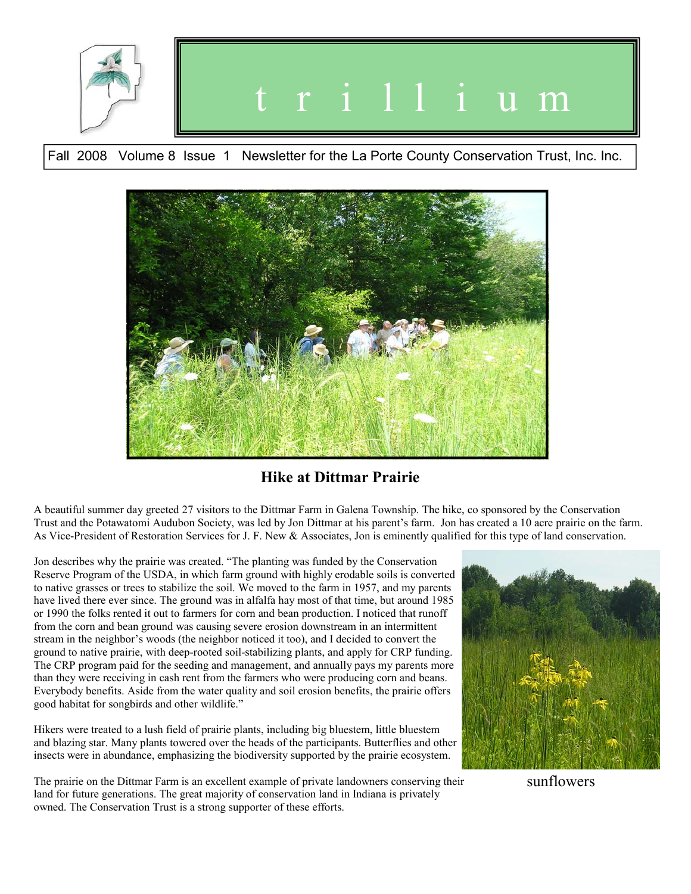# trillium

Fall 2008 Volume 8 Issue 1 Newsletter for the La Porte County Conservation Trust, Inc. Inc.

## Hike at Dittmar Prairie

A beautiful summer day greeted 27 visitors to the Dittmar Farm in Galena Township. The hike, co sponsored by the Conservation Trust and the Potawatomi Audubon Society, was led by Jon Dittmar at his parent's farm. Jon has created a 10 acre prairie on the farm. As Vice-President of Restoration Services for J. F. New & Associates, Jon is eminently qualified for this type of land conservation.

Jon describes why the prairie was created. "The planting was funded by the Conservation Reserve Program of the USDA, in which farm ground with highly erodable soils is converted to native grasses or trees to stabilize the soil. We moved to the farm in 1957, and my parents have lived there ever since. The ground was in alfalfa hay most of that time, but around 1985 or 1990 the folks rented it out to farmers for corn and bean production. I noticed that runoff from the corn and bean ground was causing severe erosion downstream in an intermittent stream in the neighbor's woods (the neighbor noticed it too), and I decided to convert the ground to native prairie, with deep-rooted soil-stabilizing plants, and apply for CRP funding. The CRP program paid for the seeding and management, and annually pays my parents more than they were receiving in cash rent from the farmers who were producing corn and beans. Everybody benefits. Aside from the water quality and soil erosion benefits, the prairie offers good habitat for songbirds and other wildlife."

Hikers were treated to a lush field of prairie plants, including big bluestem, little bluestem and blazing star. Many plants towered over the heads of the participants. Butterflies and other insects were in abundance, emphasizing the biodiversity supported by the prairie ecosystem.

sunflowers

The prairie on the Dittmar Farm is an excellent example of private landowners conserving their land for future generations. The great majority of conservation land in Indiana is privately owned. The Conservation Trust is a strong supporter of these efforts.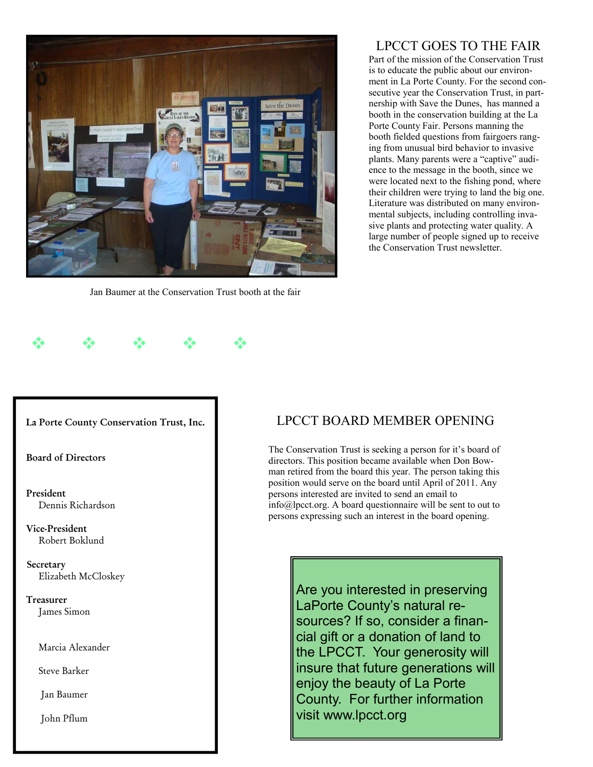## LPCCT GOES TO THE FAIR

Part of the mission of the Conservation Trust is to educate the public about our environment in La Porte County. For the second consecutive year the Conservation Trust, in partnership with Save the Dunes, has manned a booth in the conservation building at the La Porte County Fair. Persons manning the booth fielded questions from fairgoers ranging from unusual bird behavior to invasive plants. Many parents were a "captive" audience to the message in the booth, since we were located next to the fishing pond, where their children were trying to land the big one. Literature was distributed on many environmental subjects, including controlling invasive plants and protecting water quality. A large number of people signed up to receive the Conservation Trust newsletter.

Jan Baumer at the Conservation Trust booth at the fair

❖ ❖ ❖ ❖ ❖

**La Porte County Conservation Trust, Inc.**

**Board of Directors**

**President**
Dennis Richardson

**Vice-President**
Robert Boklund

**Secretary**
Elizabeth McCloskey

**Treasurer**
James Simon

Marcia Alexander

Steve Barker

Jan Baumer

John Pflum

## LPCCT BOARD MEMBER OPENING

The Conservation Trust is seeking a person for it's board of directors. This position became available when Don Bowman retired from the board this year. The person taking this position would serve on the board until April of 2011. Any persons interested are invited to send an email to info@lpcct.org. A board questionnaire will be sent to out to persons expressing such an interest in the board opening.

Are you interested in preserving LaPorte County's natural resources? If so, consider a financial gift or a donation of land to the LPCCT. Your generosity will insure that future generations will enjoy the beauty of La Porte County. For further information visit www.lpcct.org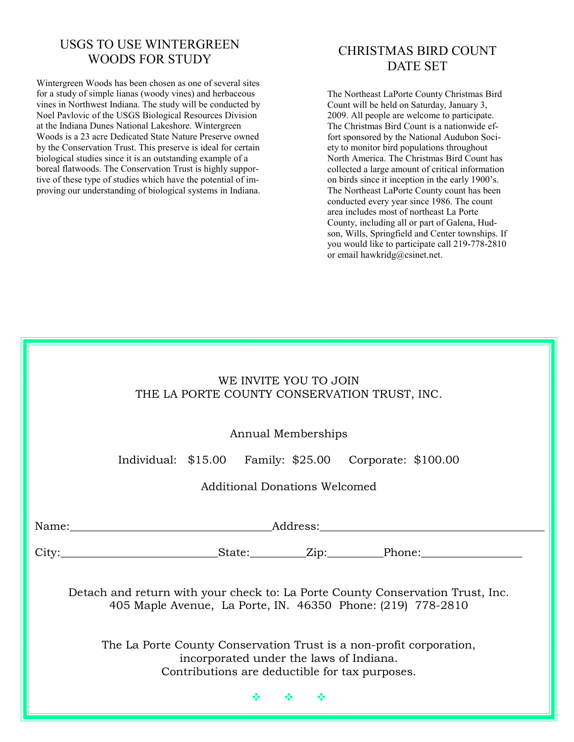## USGS TO USE WINTERGREEN WOODS FOR STUDY

Wintergreen Woods has been chosen as one of several sites for a study of simple lianas (woody vines) and herbaceous vines in Northwest Indiana. The study will be conducted by Noel Pavlovic of the USGS Biological Resources Division at the Indiana Dunes National Lakeshore. Wintergreen Woods is a 23 acre Dedicated State Nature Preserve owned by the Conservation Trust. This preserve is ideal for certain biological studies since it is an outstanding example of a boreal flatwoods. The Conservation Trust is highly supportive of these type of studies which have the potential of improving our understanding of biological systems in Indiana.

## CHRISTMAS BIRD COUNT DATE SET

The Northeast LaPorte County Christmas Bird Count will be held on Saturday, January 3, 2009. All people are welcome to participate. The Christmas Bird Count is a nationwide effort sponsored by the National Audubon Society to monitor bird populations throughout North America. The Christmas Bird Count has collected a large amount of critical information on birds since it inception in the early 1900's. The Northeast LaPorte County count has been conducted every year since 1986. The count area includes most of northeast La Porte County, including all or part of Galena, Hudson, Wills, Springfield and Center townships. If you would like to participate call 219-778-2810 or email hawkridg@csinet.net.

---

WE INVITE YOU TO JOIN
THE LA PORTE COUNTY CONSERVATION TRUST, INC.

Annual Memberships

Individual: $15.00 Family: $25.00 Corporate: $100.00

Additional Donations Welcomed

Name:___________________________________Address:______________________________________

City:___________________________State:_________Zip:_________Phone:_________________

Detach and return with your check to: La Porte County Conservation Trust, Inc.
405 Maple Avenue, La Porte, IN. 46350 Phone: (219) 778-2810

The La Porte County Conservation Trust is a non-profit corporation,
incorporated under the laws of Indiana.
Contributions are deductible for tax purposes.

❖ ❖ ❖